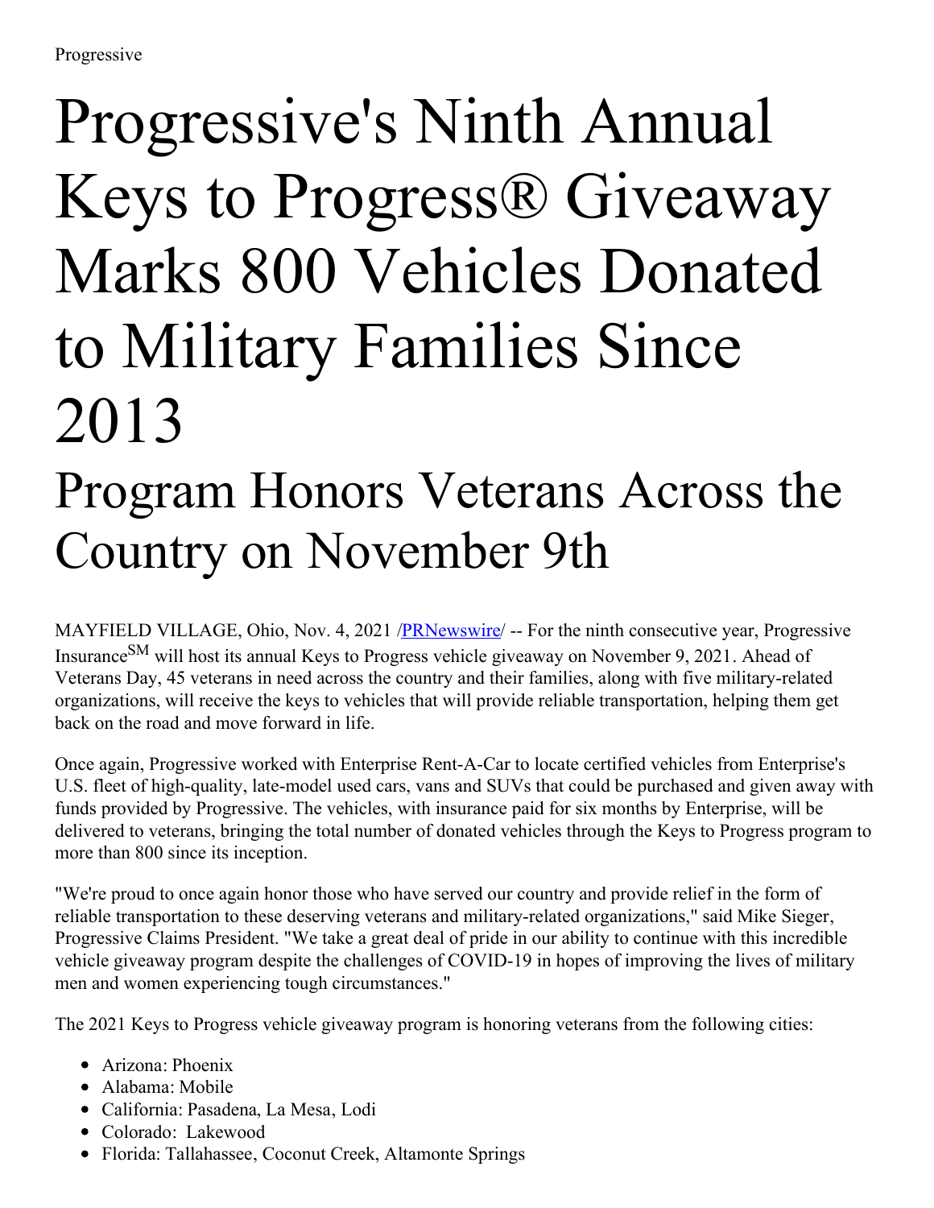Progressive

# Progressive's Ninth Annual Keys to Progress® Giveaway Marks 800 Vehicles Donated to Military Families Since 2013

## Program Honors Veterans Across the Country on November 9th

MAYFIELD VILLAGE, Ohio, Nov. 4, 2021 /PRNewswire/ -- For the ninth consecutive year, Progressive Insurance[SM] will host its annual Keys to Progress vehicle giveaway on November 9, 2021. Ahead of Veterans Day, 45 veterans in need across the country and their families, along with five military-related organizations, will receive the keys to vehicles that will provide reliable transportation, helping them get back on the road and move forward in life.

Once again, Progressive worked with Enterprise Rent-A-Car to locate certified vehicles from Enterprise's U.S. fleet of high-quality, late-model used cars, vans and SUVs that could be purchased and given away with funds provided by Progressive. The vehicles, with insurance paid for six months by Enterprise, will be delivered to veterans, bringing the total number of donated vehicles through the Keys to Progress program to more than 800 since its inception.

"We're proud to once again honor those who have served our country and provide relief in the form of reliable transportation to these deserving veterans and military-related organizations," said Mike Sieger, Progressive Claims President. "We take a great deal of pride in our ability to continue with this incredible vehicle giveaway program despite the challenges of COVID-19 in hopes of improving the lives of military men and women experiencing tough circumstances."

The 2021 Keys to Progress vehicle giveaway program is honoring veterans from the following cities:

- Arizona: Phoenix
- Alabama: Mobile
- California: Pasadena, La Mesa, Lodi
- Colorado: Lakewood
- Florida: Tallahassee, Coconut Creek, Altamonte Springs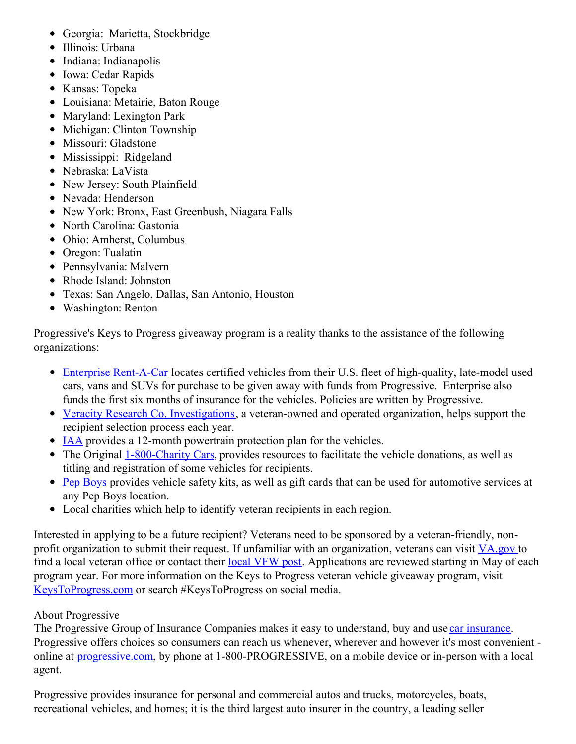- Georgia: Marietta, Stockbridge
- Illinois: Urbana
- Indiana: Indianapolis
- Iowa: Cedar Rapids
- Kansas: Topeka
- Louisiana: Metairie, Baton Rouge
- Maryland: Lexington Park
- Michigan: Clinton Township
- Missouri: Gladstone
- Mississippi: Ridgeland
- Nebraska: LaVista
- New Jersey: South Plainfield
- Nevada: Henderson
- New York: Bronx, East Greenbush, Niagara Falls
- North Carolina: Gastonia
- Ohio: Amherst, Columbus
- Oregon: Tualatin
- Pennsylvania: Malvern
- Rhode Island: Johnston
- Texas: San Angelo, Dallas, San Antonio, Houston
- Washington: Renton

Progressive's Keys to Progress giveaway program is a reality thanks to the assistance of the following organizations:

- Enterprise Rent-A-Car locates certified vehicles from their U.S. fleet of high-quality, late-model used cars, vans and SUVs for purchase to be given away with funds from Progressive. Enterprise also funds the first six months of insurance for the vehicles. Policies are written by Progressive.
- Veracity Research Co. Investigations, a veteran-owned and operated organization, helps support the recipient selection process each year.
- IAA provides a 12-month powertrain protection plan for the vehicles.
- The Original 1-800-Charity Cars, provides resources to facilitate the vehicle donations, as well as titling and registration of some vehicles for recipients.
- Pep Boys provides vehicle safety kits, as well as gift cards that can be used for automotive services at any Pep Boys location.
- Local charities which help to identify veteran recipients in each region.

Interested in applying to be a future recipient? Veterans need to be sponsored by a veteran-friendly, non-profit organization to submit their request. If unfamiliar with an organization, veterans can visit VA.gov to find a local veteran office or contact their local VFW post. Applications are reviewed starting in May of each program year. For more information on the Keys to Progress veteran vehicle giveaway program, visit KeysToProgress.com or search #KeysToProgress on social media.

About Progressive
The Progressive Group of Insurance Companies makes it easy to understand, buy and use car insurance. Progressive offers choices so consumers can reach us whenever, wherever and however it's most convenient - online at progressive.com, by phone at 1-800-PROGRESSIVE, on a mobile device or in-person with a local agent.

Progressive provides insurance for personal and commercial autos and trucks, motorcycles, boats, recreational vehicles, and homes; it is the third largest auto insurer in the country, a leading seller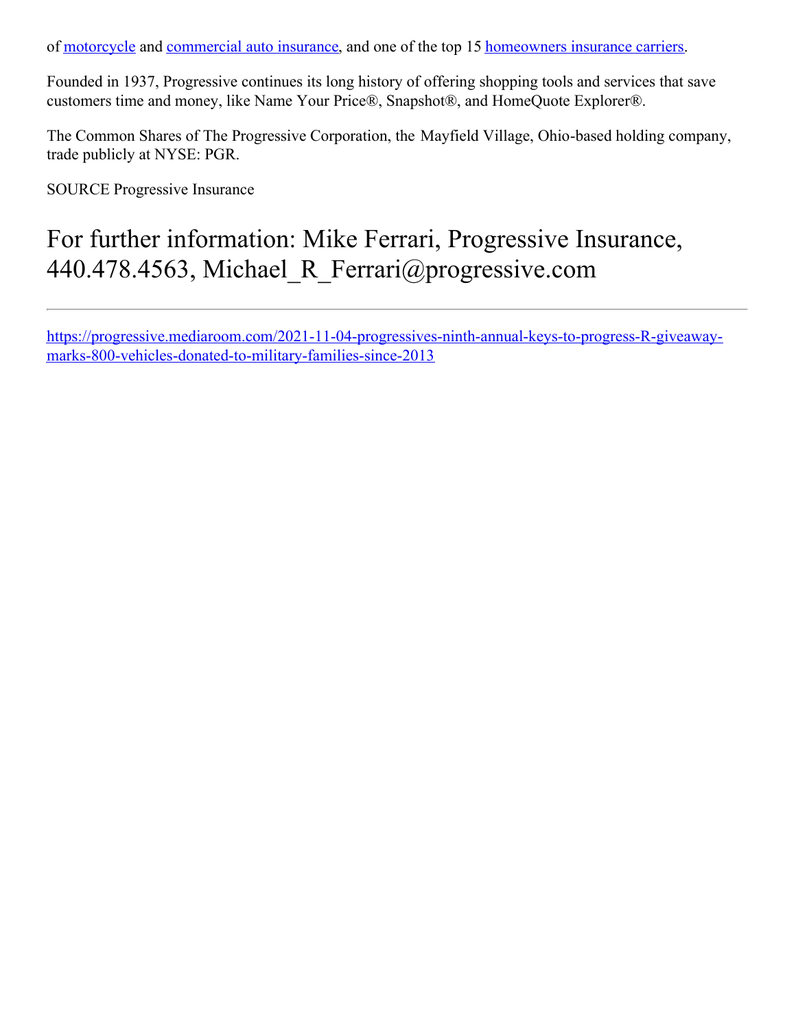of [motorcycle]() and [commercial auto insurance](), and one of the top 15 [homeowners insurance carriers]().

Founded in 1937, Progressive continues its long history of offering shopping tools and services that save customers time and money, like Name Your Price®, Snapshot®, and HomeQuote Explorer®.

The Common Shares of The Progressive Corporation, the Mayfield Village, Ohio-based holding company, trade publicly at NYSE: PGR.

SOURCE Progressive Insurance

## For further information: Mike Ferrari, Progressive Insurance, 440.478.4563, Michael_R_Ferrari@progressive.com

---

https://progressive.mediaroom.com/2021-11-04-progressives-ninth-annual-keys-to-progress-R-giveaway-marks-800-vehicles-donated-to-military-families-since-2013